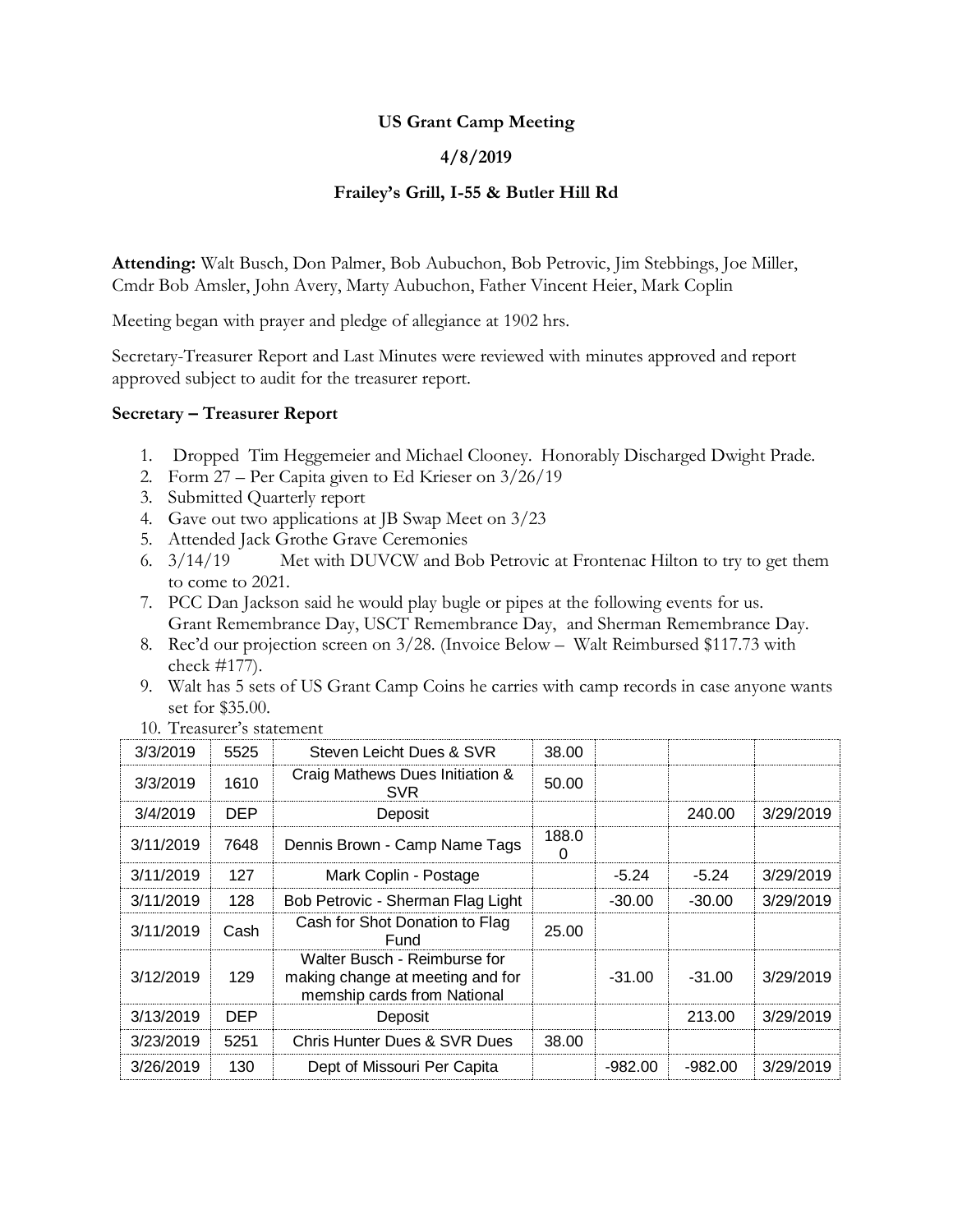# US Grant Camp Meeting

**4/8/2019**

**Frailey's Grill, I-55 & Butler Hill Rd**

**Attending:** Walt Busch, Don Palmer, Bob Aubuchon, Bob Petrovic, Jim Stebbings, Joe Miller, Cmdr Bob Amsler, John Avery, Marty Aubuchon, Father Vincent Heier, Mark Coplin

Meeting began with prayer and pledge of allegiance at 1902 hrs.

Secretary-Treasurer Report and Last Minutes were reviewed with minutes approved and report approved subject to audit for the treasurer report.

### Secretary – Treasurer Report

1. Dropped Tim Heggemeier and Michael Clooney. Honorably Discharged Dwight Prade.
2. Form 27 – Per Capita given to Ed Krieser on 3/26/19
3. Submitted Quarterly report
4. Gave out two applications at JB Swap Meet on 3/23
5. Attended Jack Grothe Grave Ceremonies
6. 3/14/19 Met with DUVCW and Bob Petrovic at Frontenac Hilton to try to get them to come to 2021.
7. PCC Dan Jackson said he would play bugle or pipes at the following events for us. Grant Remembrance Day, USCT Remembrance Day, and Sherman Remembrance Day.
8. Rec'd our projection screen on 3/28. (Invoice Below – Walt Reimbursed $117.73 with check #177).
9. Walt has 5 sets of US Grant Camp Coins he carries with camp records in case anyone wants set for $35.00.
10. Treasurer's statement

| | | | | | | |
|---|---|---|---|---|---|---|
| 3/3/2019 | 5525 | Steven Leicht Dues & SVR | 38.00 | | | |
| 3/3/2019 | 1610 | Craig Mathews Dues Initiation & SVR | 50.00 | | | |
| 3/4/2019 | DEP | Deposit | | | 240.00 | 3/29/2019 |
| 3/11/2019 | 7648 | Dennis Brown - Camp Name Tags | 188.00 | | | |
| 3/11/2019 | 127 | Mark Coplin - Postage | | -5.24 | -5.24 | 3/29/2019 |
| 3/11/2019 | 128 | Bob Petrovic - Sherman Flag Light | | -30.00 | -30.00 | 3/29/2019 |
| 3/11/2019 | Cash | Cash for Shot Donation to Flag Fund | 25.00 | | | |
| 3/12/2019 | 129 | Walter Busch - Reimburse for making change at meeting and for memship cards from National | | -31.00 | -31.00 | 3/29/2019 |
| 3/13/2019 | DEP | Deposit | | | 213.00 | 3/29/2019 |
| 3/23/2019 | 5251 | Chris Hunter Dues & SVR Dues | 38.00 | | | |
| 3/26/2019 | 130 | Dept of Missouri Per Capita | | -982.00 | -982.00 | 3/29/2019 |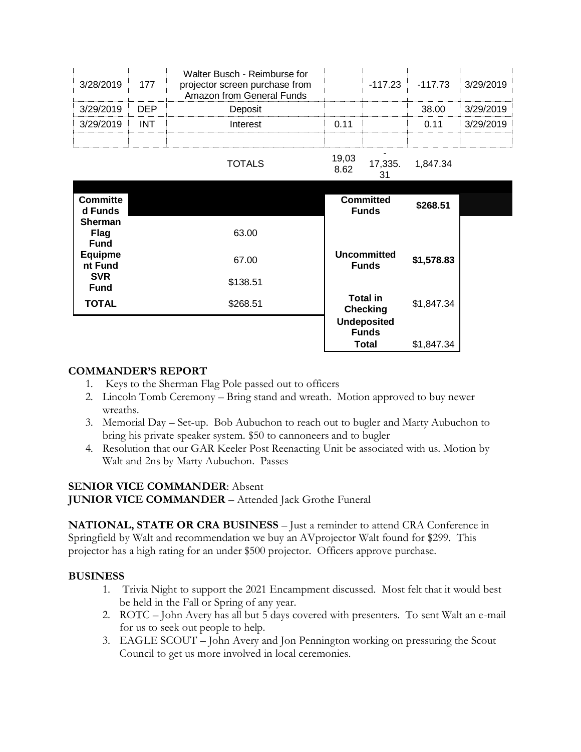| | | | | | | |
|---|---|---|---|---|---|---|
| 3/28/2019 | 177 | Walter Busch - Reimburse for projector screen purchase from Amazon from General Funds | | -117.23 | -117.73 | 3/29/2019 |
| 3/29/2019 | DEP | Deposit | | | 38.00 | 3/29/2019 |
| 3/29/2019 | INT | Interest | 0.11 | | 0.11 | 3/29/2019 |
| | | | | | | |
| | | TOTALS | 19,038.62 | -17,335.31 | 1,847.34 | |

| Committed Funds | | Committed Funds | $268.51 |
|---|---|---|---|
| Sherman Flag Fund | 63.00 | | |
| Equipment Fund | 67.00 | Uncommitted Funds | $1,578.83 |
| SVR Fund | $138.51 | | |
| TOTAL | $268.51 | Total in Checking | $1,847.34 |
| | | Undeposited Funds | |
| | | Total | $1,847.34 |

**COMMANDER'S REPORT**

1. Keys to the Sherman Flag Pole passed out to officers
2. Lincoln Tomb Ceremony – Bring stand and wreath. Motion approved to buy newer wreaths.
3. Memorial Day – Set-up. Bob Aubuchon to reach out to bugler and Marty Aubuchon to bring his private speaker system. $50 to cannoneers and to bugler
4. Resolution that our GAR Keeler Post Reenacting Unit be associated with us. Motion by Walt and 2ns by Marty Aubuchon. Passes

**SENIOR VICE COMMANDER**: Absent
**JUNIOR VICE COMMANDER** – Attended Jack Grothe Funeral

**NATIONAL, STATE OR CRA BUSINESS** – Just a reminder to attend CRA Conference in Springfield by Walt and recommendation we buy an AVprojector Walt found for $299. This projector has a high rating for an under $500 projector. Officers approve purchase.

**BUSINESS**

1. Trivia Night to support the 2021 Encampment discussed. Most felt that it would best be held in the Fall or Spring of any year.
2. ROTC – John Avery has all but 5 days covered with presenters. To sent Walt an e-mail for us to seek out people to help.
3. EAGLE SCOUT – John Avery and Jon Pennington working on pressuring the Scout Council to get us more involved in local ceremonies.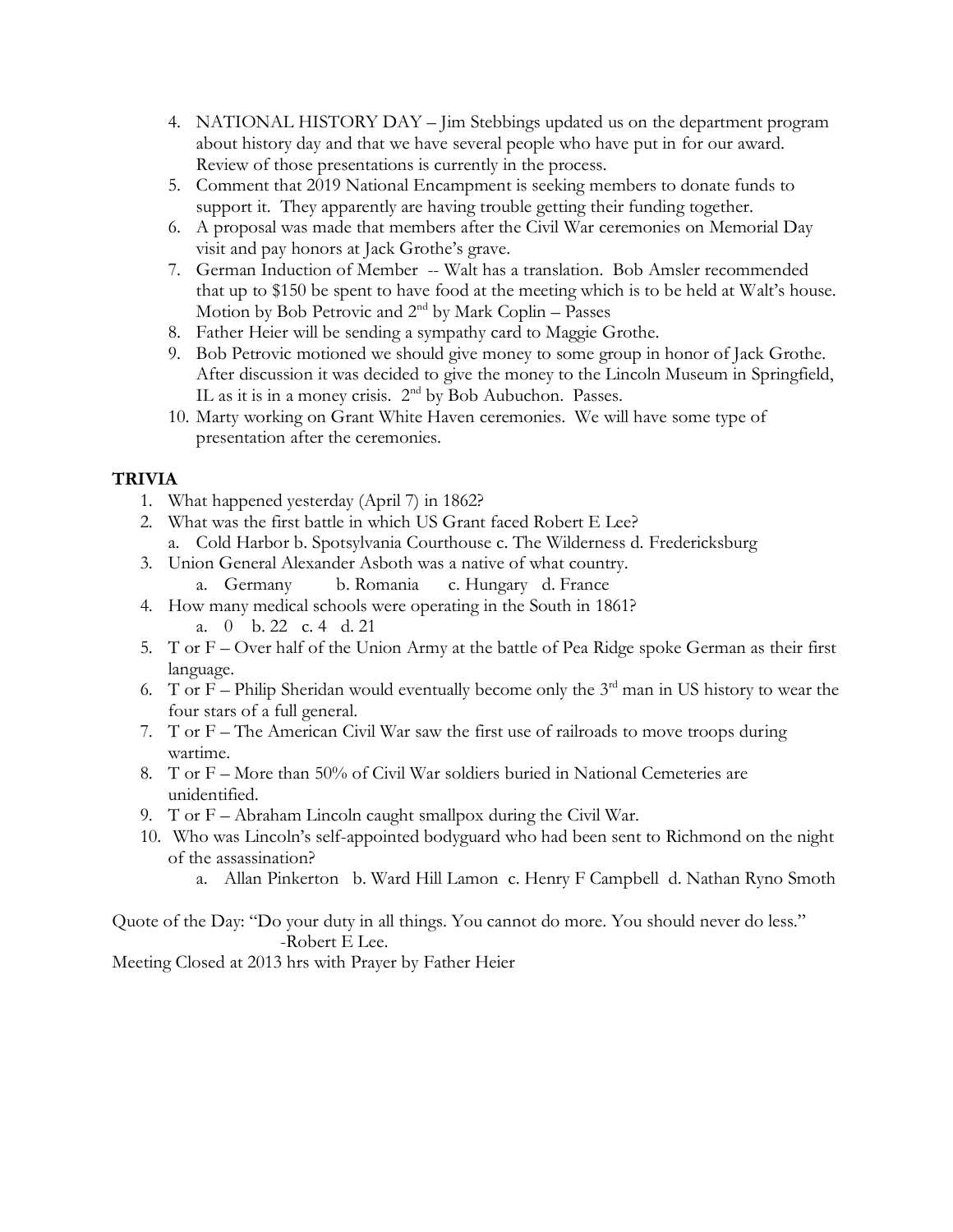4. NATIONAL HISTORY DAY – Jim Stebbings updated us on the department program about history day and that we have several people who have put in for our award. Review of those presentations is currently in the process.
5. Comment that 2019 National Encampment is seeking members to donate funds to support it. They apparently are having trouble getting their funding together.
6. A proposal was made that members after the Civil War ceremonies on Memorial Day visit and pay honors at Jack Grothe's grave.
7. German Induction of Member -- Walt has a translation. Bob Amsler recommended that up to $150 be spent to have food at the meeting which is to be held at Walt's house. Motion by Bob Petrovic and 2nd by Mark Coplin – Passes
8. Father Heier will be sending a sympathy card to Maggie Grothe.
9. Bob Petrovic motioned we should give money to some group in honor of Jack Grothe. After discussion it was decided to give the money to the Lincoln Museum in Springfield, IL as it is in a money crisis. 2nd by Bob Aubuchon. Passes.
10. Marty working on Grant White Haven ceremonies. We will have some type of presentation after the ceremonies.

**TRIVIA**

1. What happened yesterday (April 7) in 1862?
2. What was the first battle in which US Grant faced Robert E Lee?
   a. Cold Harbor b. Spotsylvania Courthouse c. The Wilderness d. Fredericksburg
3. Union General Alexander Asboth was a native of what country.
   a. Germany b. Romania c. Hungary d. France
4. How many medical schools were operating in the South in 1861?
   a. 0 b. 22 c. 4 d. 21
5. T or F – Over half of the Union Army at the battle of Pea Ridge spoke German as their first language.
6. T or F – Philip Sheridan would eventually become only the 3rd man in US history to wear the four stars of a full general.
7. T or F – The American Civil War saw the first use of railroads to move troops during wartime.
8. T or F – More than 50% of Civil War soldiers buried in National Cemeteries are unidentified.
9. T or F – Abraham Lincoln caught smallpox during the Civil War.
10. Who was Lincoln's self-appointed bodyguard who had been sent to Richmond on the night of the assassination?
    a. Allan Pinkerton b. Ward Hill Lamon c. Henry F Campbell d. Nathan Ryno Smoth

Quote of the Day: "Do your duty in all things. You cannot do more. You should never do less."
-Robert E Lee.

Meeting Closed at 2013 hrs with Prayer by Father Heier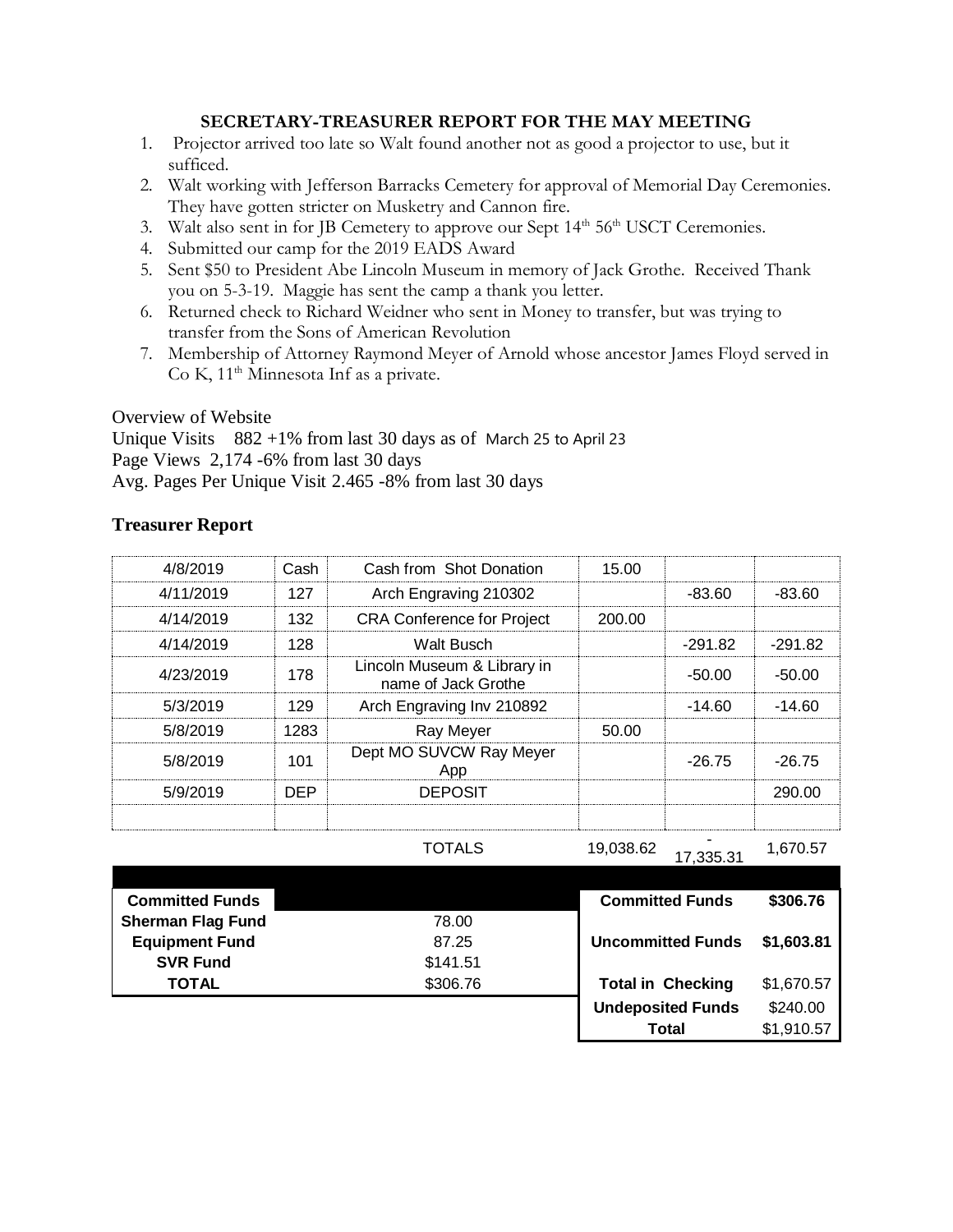## SECRETARY-TREASURER REPORT FOR THE MAY MEETING

1. Projector arrived too late so Walt found another not as good a projector to use, but it sufficed.
2. Walt working with Jefferson Barracks Cemetery for approval of Memorial Day Ceremonies. They have gotten stricter on Musketry and Cannon fire.
3. Walt also sent in for JB Cemetery to approve our Sept 14th 56th USCT Ceremonies.
4. Submitted our camp for the 2019 EADS Award
5. Sent $50 to President Abe Lincoln Museum in memory of Jack Grothe. Received Thank you on 5-3-19. Maggie has sent the camp a thank you letter.
6. Returned check to Richard Weidner who sent in Money to transfer, but was trying to transfer from the Sons of American Revolution
7. Membership of Attorney Raymond Meyer of Arnold whose ancestor James Floyd served in Co K, 11th Minnesota Inf as a private.

Overview of Website

Unique Visits 882 +1% from last 30 days as of March 25 to April 23

Page Views 2,174 -6% from last 30 days

Avg. Pages Per Unique Visit 2.465 -8% from last 30 days

### Treasurer Report

| | | | | | |
|---|---|---|---|---|---|
| 4/8/2019 | Cash | Cash from Shot Donation | 15.00 | | |
| 4/11/2019 | 127 | Arch Engraving 210302 | | -83.60 | -83.60 |
| 4/14/2019 | 132 | CRA Conference for Project | 200.00 | | |
| 4/14/2019 | 128 | Walt Busch | | -291.82 | -291.82 |
| 4/23/2019 | 178 | Lincoln Museum & Library in name of Jack Grothe | | -50.00 | -50.00 |
| 5/3/2019 | 129 | Arch Engraving Inv 210892 | | -14.60 | -14.60 |
| 5/8/2019 | 1283 | Ray Meyer | 50.00 | | |
| 5/8/2019 | 101 | Dept MO SUVCW Ray Meyer App | | -26.75 | -26.75 |
| 5/9/2019 | DEP | DEPOSIT | | | 290.00 |
| | | | | | |
| | | TOTALS | 19,038.62 | -17,335.31 | 1,670.57 |

| Committed Funds | |
|---|---|
| Sherman Flag Fund | 78.00 |
| Equipment Fund | 87.25 |
| SVR Fund | $141.51 |
| TOTAL | $306.76 |

| | |
|---|---|
| **Committed Funds** | **$306.76** |
| **Uncommitted Funds** | **$1,603.81** |
| **Total in Checking** | $1,670.57 |
| **Undeposited Funds** | $240.00 |
| **Total** | $1,910.57 |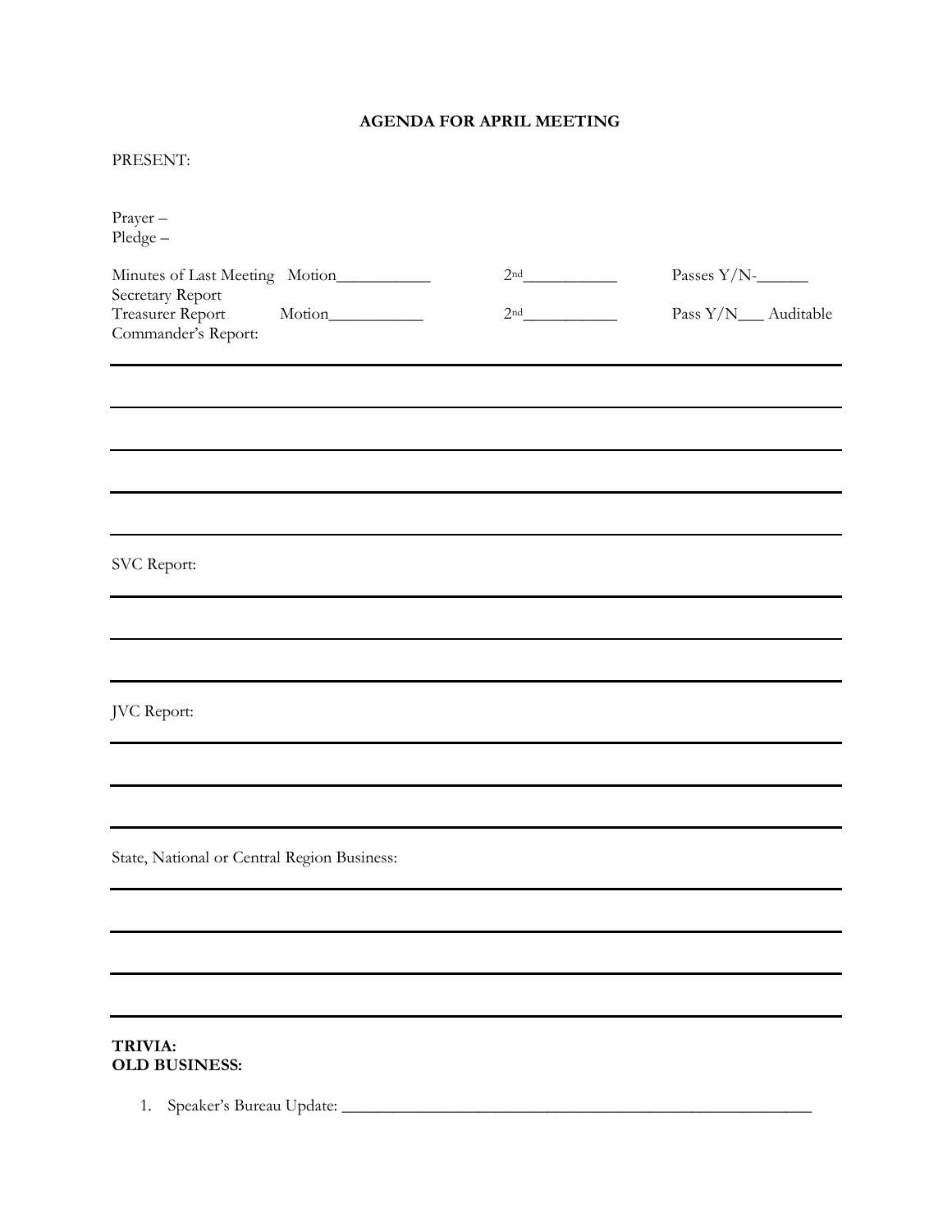**AGENDA FOR APRIL MEETING**

PRESENT:

Prayer –
Pledge –

Minutes of Last Meeting Motion___________ 2nd___________ Passes Y/N-______
Secretary Report
Treasurer Report Motion___________ 2nd___________ Pass Y/N___ Auditable
Commander's Report:

SVC Report:

JVC Report:

State, National or Central Region Business:

**TRIVIA:**
**OLD BUSINESS:**

1. Speaker's Bureau Update: ___________________________________________________________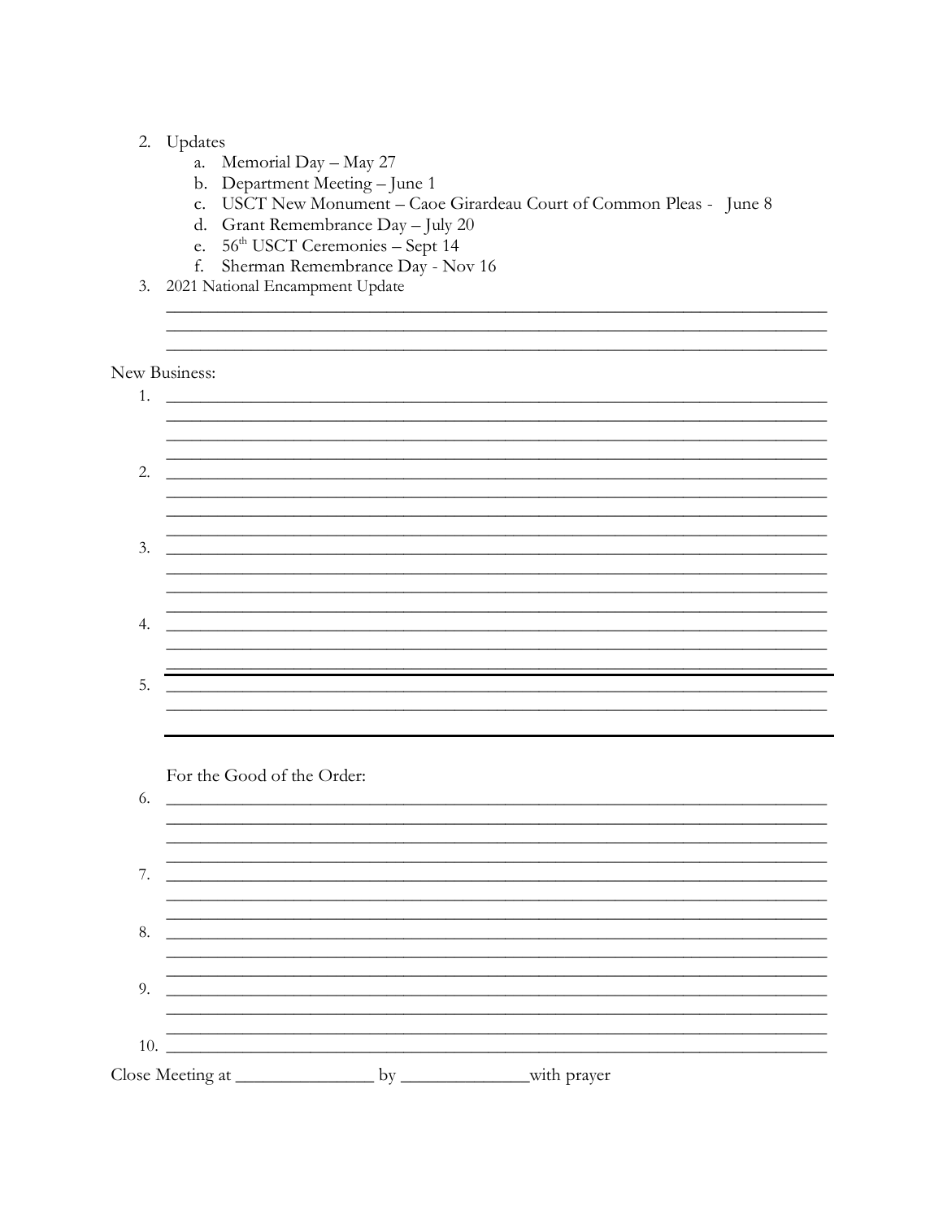2. Updates
   a. Memorial Day – May 27
   b. Department Meeting – June 1
   c. USCT New Monument – Caoe Girardeau Court of Common Pleas - June 8
   d. Grant Remembrance Day – July 20
   e. 56th USCT Ceremonies – Sept 14
   f. Sherman Remembrance Day - Nov 16
3. 2021 National Encampment Update

______________________________________________________________________________
______________________________________________________________________________
______________________________________________________________________________

New Business:

1. ______________________________________________________________________________
______________________________________________________________________________
______________________________________________________________________________
______________________________________________________________________________
2. ______________________________________________________________________________
______________________________________________________________________________
______________________________________________________________________________
______________________________________________________________________________
3. ______________________________________________________________________________
______________________________________________________________________________
______________________________________________________________________________
______________________________________________________________________________
4. ______________________________________________________________________________
______________________________________________________________________________
______________________________________________________________________________
5. ______________________________________________________________________________
______________________________________________________________________________

For the Good of the Order:

6. ______________________________________________________________________________
______________________________________________________________________________
______________________________________________________________________________
______________________________________________________________________________
7. ______________________________________________________________________________
______________________________________________________________________________
______________________________________________________________________________
8. ______________________________________________________________________________
______________________________________________________________________________
______________________________________________________________________________
9. ______________________________________________________________________________
______________________________________________________________________________
______________________________________________________________________________
10. ______________________________________________________________________________

Close Meeting at _______________ by ______________with prayer